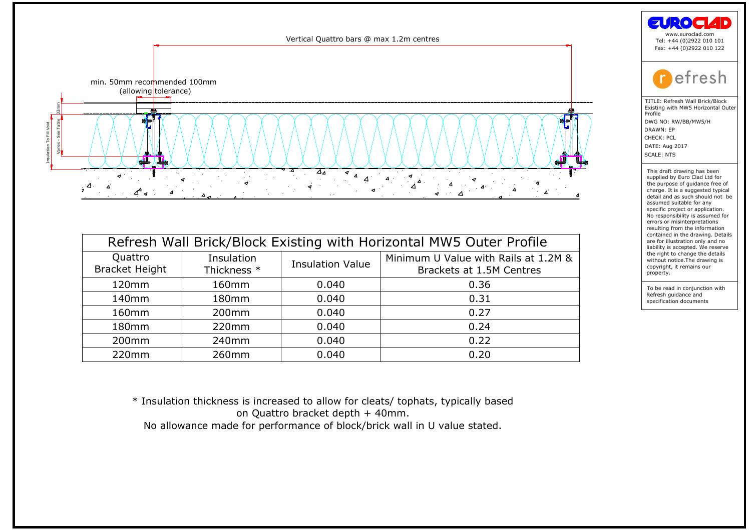Vertical Quattro bars @ max 1.2m centres

min. 50mm recommended 100mm (allowing tolerance)

32mm

Insulation To Fill Void

Varies - See Table

| Refresh Wall Brick/Block Existing with Horizontal MW5 Outer Profile | | | |
|---|---|---|---|
| Quattro Bracket Height | Insulation Thickness * | Insulation Value | Minimum U Value with Rails at 1.2M & Brackets at 1.5M Centres |
| 120mm | 160mm | 0.040 | 0.36 |
| 140mm | 180mm | 0.040 | 0.31 |
| 160mm | 200mm | 0.040 | 0.27 |
| 180mm | 220mm | 0.040 | 0.24 |
| 200mm | 240mm | 0.040 | 0.22 |
| 220mm | 260mm | 0.040 | 0.20 |

\* Insulation thickness is increased to allow for cleats/ tophats, typically based on Quattro bracket depth + 40mm.

No allowance made for performance of block/brick wall in U value stated.

EUROCLAD

www.euroclad.com
Tel: +44 (0)2922 010 101
Fax: +44 (0)2922 010 122

refresh

TITLE: Refresh Wall Brick/Block Existing with MW5 Horizontal Outer Profile

DWG NO: RW/BB/MW5/H

DRAWN: EP

CHECK: PCL

DATE: Aug 2017

SCALE: NTS

This draft drawing has been supplied by Euro Clad Ltd for the purpose of guidance free of charge. It is a suggested typical detail and as such should not be assumed suitable for any specific project or application. No responsibility is assumed for errors or misinterpretations resulting from the information contained in the drawing. Details are for illustration only and no liability is accepted. We reserve the right to change the details without notice.The drawing is copyright, it remains our property.

To be read in conjunction with Refresh guidance and specification documents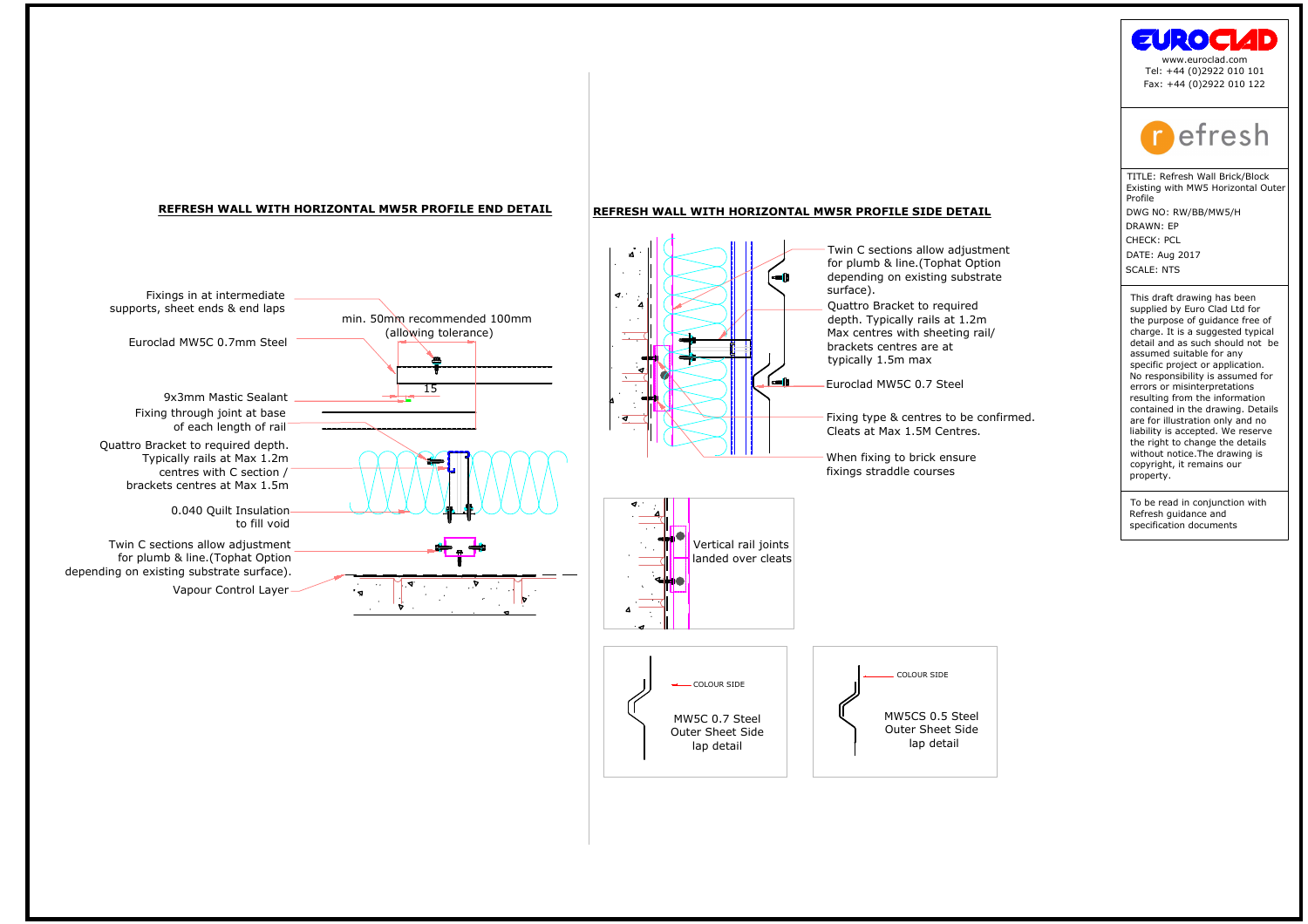## REFRESH WALL WITH HORIZONTAL MW5R PROFILE END DETAIL

Fixings in at intermediate supports, sheet ends & end laps

min. 50mm recommended 100mm (allowing tolerance)

Euroclad MW5C 0.7mm Steel

15

9x3mm Mastic Sealant

Fixing through joint at base of each length of rail

Quattro Bracket to required depth. Typically rails at Max 1.2m centres with C section / brackets centres at Max 1.5m

0.040 Quilt Insulation to fill void

Twin C sections allow adjustment for plumb & line.(Tophat Option depending on existing substrate surface).

Vapour Control Layer

## REFRESH WALL WITH HORIZONTAL MW5R PROFILE SIDE DETAIL

Twin C sections allow adjustment for plumb & line.(Tophat Option depending on existing substrate surface).

Quattro Bracket to required depth. Typically rails at 1.2m Max centres with sheeting rail/ brackets centres are at typically 1.5m max

Euroclad MW5C 0.7 Steel

Fixing type & centres to be confirmed. Cleats at Max 1.5M Centres.

When fixing to brick ensure fixings straddle courses

Vertical rail joints landed over cleats

COLOUR SIDE

MW5C 0.7 Steel Outer Sheet Side lap detail

COLOUR SIDE

MW5CS 0.5 Steel Outer Sheet Side lap detail

EUROCLAD

www.euroclad.com
Tel: +44 (0)2922 010 101
Fax: +44 (0)2922 010 122

refresh

TITLE: Refresh Wall Brick/Block Existing with MW5 Horizontal Outer Profile

DWG NO: RW/BB/MW5/H

DRAWN: EP

CHECK: PCL

DATE: Aug 2017

SCALE: NTS

This draft drawing has been supplied by Euro Clad Ltd for the purpose of guidance free of charge. It is a suggested typical detail and as such should not be assumed suitable for any specific project or application. No responsibility is assumed for errors or misinterpretations resulting from the information contained in the drawing. Details are for illustration only and no liability is accepted. We reserve the right to change the details without notice.The drawing is copyright, it remains our property.

To be read in conjunction with Refresh guidance and specification documents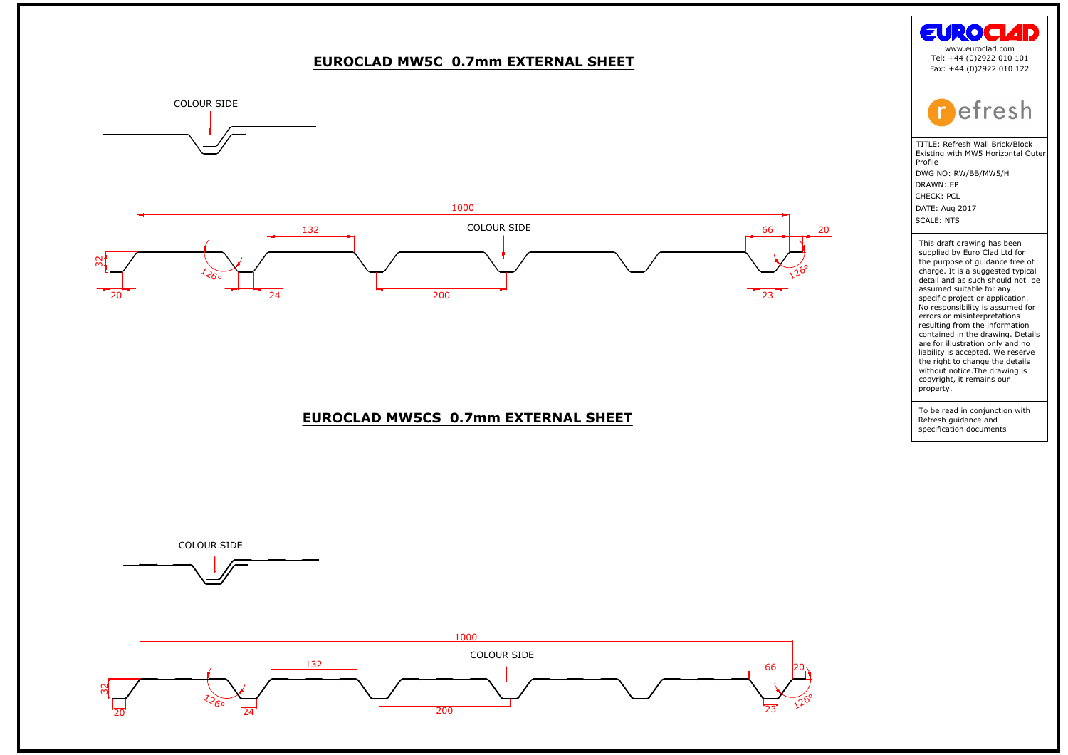## EUROCLAD MW5C 0.7mm EXTERNAL SHEET

COLOUR SIDE

1000

132

COLOUR SIDE

66

20

32

126°

126°

20

24

200

23

## EUROCLAD MW5CS 0.7mm EXTERNAL SHEET

COLOUR SIDE

1000

132

COLOUR SIDE

66

20

32

126°

126°

20

24

200

23

**EUROCLAD**

www.euroclad.com
Tel: +44 (0)2922 010 101
Fax: +44 (0)2922 010 122

refresh

TITLE: Refresh Wall Brick/Block Existing with MW5 Horizontal Outer Profile

DWG NO: RW/BB/MW5/H

DRAWN: EP

CHECK: PCL

DATE: Aug 2017

SCALE: NTS

This draft drawing has been supplied by Euro Clad Ltd for the purpose of guidance free of charge. It is a suggested typical detail and as such should not be assumed suitable for any specific project or application. No responsibility is assumed for errors or misinterpretations resulting from the information contained in the drawing. Details are for illustration only and no liability is accepted. We reserve the right to change the details without notice.The drawing is copyright, it remains our property.

To be read in conjunction with Refresh guidance and specification documents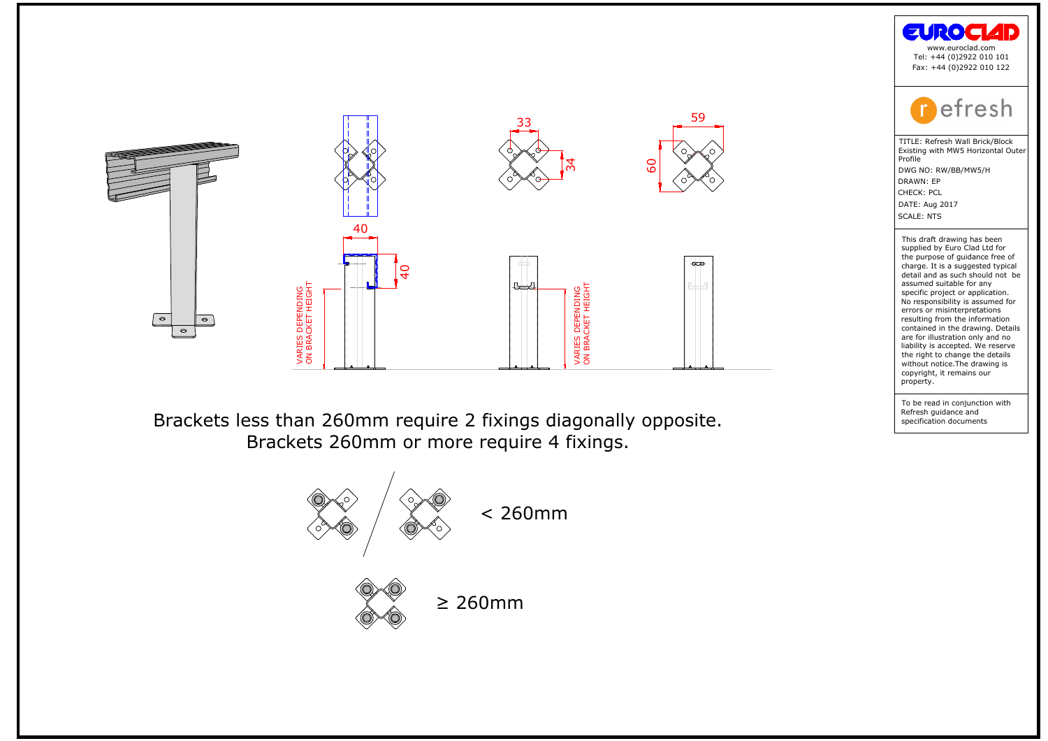40

40

33

34

59

60

VARIES DEPENDING ON BRACKET HEIGHT

VARIES DEPENDING ON BRACKET HEIGHT

Brackets less than 260mm require 2 fixings diagonally opposite.
Brackets 260mm or more require 4 fixings.

< 260mm

≥ 260mm

**EUROCLAD**
www.euroclad.com
Tel: +44 (0)2922 010 101
Fax: +44 (0)2922 010 122

**refresh**

TITLE: Refresh Wall Brick/Block Existing with MW5 Horizontal Outer Profile
DWG NO: RW/BB/MW5/H
DRAWN: EP
CHECK: PCL
DATE: Aug 2017
SCALE: NTS

This draft drawing has been supplied by Euro Clad Ltd for the purpose of guidance free of charge. It is a suggested typical detail and as such should not be assumed suitable for any specific project or application. No responsibility is assumed for errors or misinterpretations resulting from the information contained in the drawing. Details are for illustration only and no liability is accepted. We reserve the right to change the details without notice.The drawing is copyright, it remains our property.

To be read in conjunction with Refresh guidance and specification documents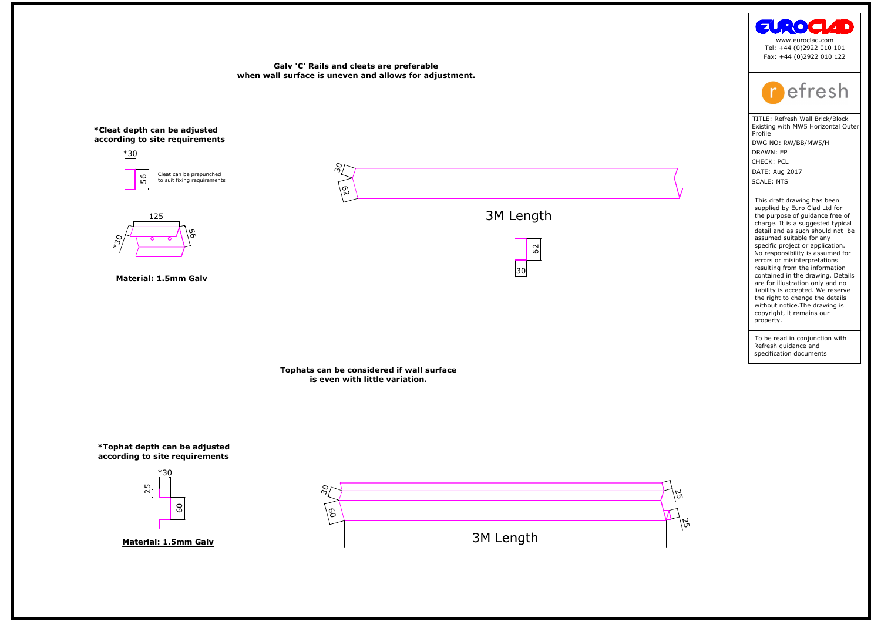**Galv 'C' Rails and cleats are preferable when wall surface is uneven and allows for adjustment.**

**\*Cleat depth can be adjusted according to site requirements**

*30

56

Cleat can be prepunched to suit fixing requirements

125

*30

56

**Material: 1.5mm Galv**

30

62

3M Length

62

30

**Tophats can be considered if wall surface is even with little variation.**

**\*Tophat depth can be adjusted according to site requirements**

*30

25

60

**Material: 1.5mm Galv**

30

60

25

25

3M Length

www.euroclad.com
Tel: +44 (0)2922 010 101
Fax: +44 (0)2922 010 122

TITLE: Refresh Wall Brick/Block Existing with MW5 Horizontal Outer Profile
DWG NO: RW/BB/MW5/H
DRAWN: EP
CHECK: PCL
DATE: Aug 2017
SCALE: NTS

This draft drawing has been supplied by Euro Clad Ltd for the purpose of guidance free of charge. It is a suggested typical detail and as such should not be assumed suitable for any specific project or application. No responsibility is assumed for errors or misinterpretations resulting from the information contained in the drawing. Details are for illustration only and no liability is accepted. We reserve the right to change the details without notice.The drawing is copyright, it remains our property.

To be read in conjunction with Refresh guidance and specification documents